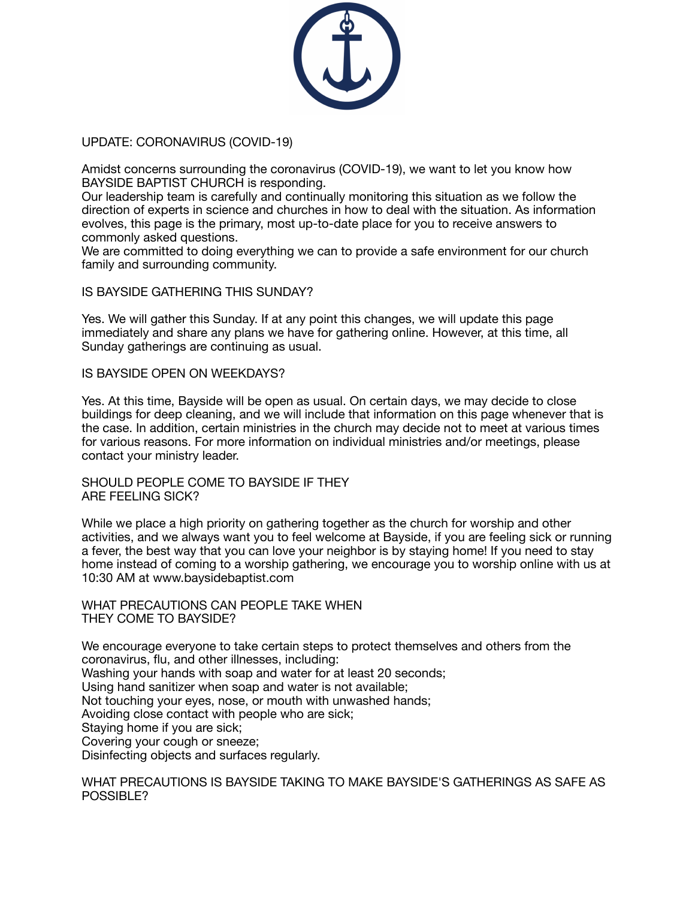# UPDATE: CORONAVIRUS (COVID-19)

Amidst concerns surrounding the coronavirus (COVID-19), we want to let you know how BAYSIDE BAPTIST CHURCH is responding.

Our leadership team is carefully and continually monitoring this situation as we follow the direction of experts in science and churches in how to deal with the situation. As information evolves, this page is the primary, most up-to-date place for you to receive answers to commonly asked questions.

We are committed to doing everything we can to provide a safe environment for our church family and surrounding community.

## IS BAYSIDE GATHERING THIS SUNDAY?

Yes. We will gather this Sunday. If at any point this changes, we will update this page immediately and share any plans we have for gathering online. However, at this time, all Sunday gatherings are continuing as usual.

## IS BAYSIDE OPEN ON WEEKDAYS?

Yes. At this time, Bayside will be open as usual. On certain days, we may decide to close buildings for deep cleaning, and we will include that information on this page whenever that is the case. In addition, certain ministries in the church may decide not to meet at various times for various reasons. For more information on individual ministries and/or meetings, please contact your ministry leader.

## SHOULD PEOPLE COME TO BAYSIDE IF THEY ARE FEELING SICK?

While we place a high priority on gathering together as the church for worship and other activities, and we always want you to feel welcome at Bayside, if you are feeling sick or running a fever, the best way that you can love your neighbor is by staying home! If you need to stay home instead of coming to a worship gathering, we encourage you to worship online with us at 10:30 AM at www.baysidebaptist.com

## WHAT PRECAUTIONS CAN PEOPLE TAKE WHEN THEY COME TO BAYSIDE?

We encourage everyone to take certain steps to protect themselves and others from the coronavirus, flu, and other illnesses, including:

- Washing your hands with soap and water for at least 20 seconds;
- Using hand sanitizer when soap and water is not available;
- Not touching your eyes, nose, or mouth with unwashed hands;
- Avoiding close contact with people who are sick;
- Staying home if you are sick;
- Covering your cough or sneeze;
- Disinfecting objects and surfaces regularly.

## WHAT PRECAUTIONS IS BAYSIDE TAKING TO MAKE BAYSIDE'S GATHERINGS AS SAFE AS POSSIBLE?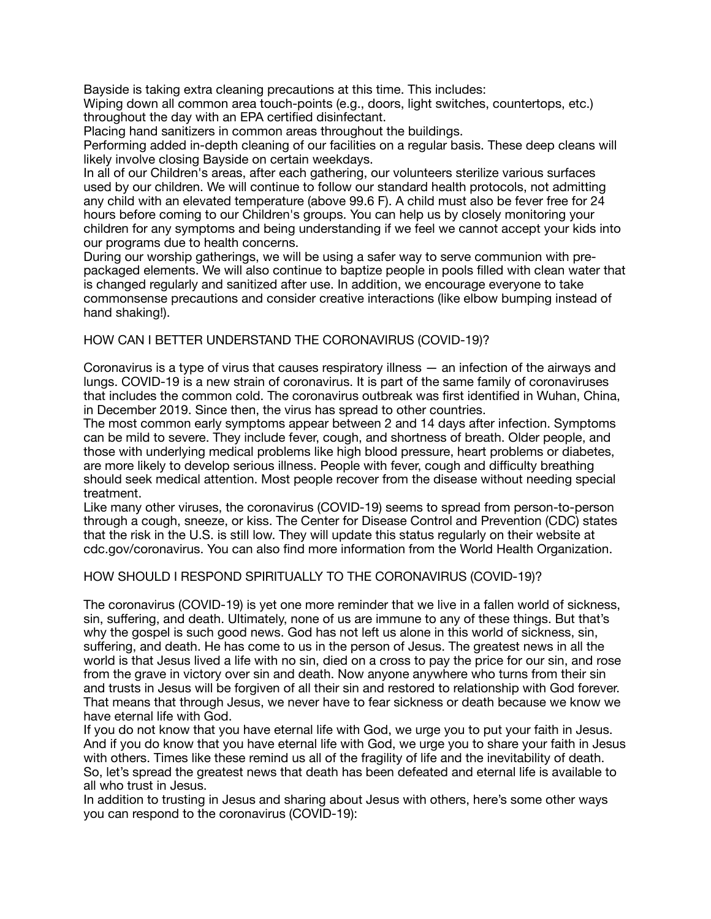Bayside is taking extra cleaning precautions at this time. This includes:

Wiping down all common area touch-points (e.g., doors, light switches, countertops, etc.) throughout the day with an EPA certified disinfectant.

Placing hand sanitizers in common areas throughout the buildings.

Performing added in-depth cleaning of our facilities on a regular basis. These deep cleans will likely involve closing Bayside on certain weekdays.

In all of our Children's areas, after each gathering, our volunteers sterilize various surfaces used by our children. We will continue to follow our standard health protocols, not admitting any child with an elevated temperature (above 99.6 F). A child must also be fever free for 24 hours before coming to our Children's groups. You can help us by closely monitoring your children for any symptoms and being understanding if we feel we cannot accept your kids into our programs due to health concerns.

During our worship gatherings, we will be using a safer way to serve communion with pre-packaged elements. We will also continue to baptize people in pools filled with clean water that is changed regularly and sanitized after use. In addition, we encourage everyone to take commonsense precautions and consider creative interactions (like elbow bumping instead of hand shaking!).

## HOW CAN I BETTER UNDERSTAND THE CORONAVIRUS (COVID-19)?

Coronavirus is a type of virus that causes respiratory illness — an infection of the airways and lungs. COVID-19 is a new strain of coronavirus. It is part of the same family of coronaviruses that includes the common cold. The coronavirus outbreak was first identified in Wuhan, China, in December 2019. Since then, the virus has spread to other countries.

The most common early symptoms appear between 2 and 14 days after infection. Symptoms can be mild to severe. They include fever, cough, and shortness of breath. Older people, and those with underlying medical problems like high blood pressure, heart problems or diabetes, are more likely to develop serious illness. People with fever, cough and difficulty breathing should seek medical attention. Most people recover from the disease without needing special treatment.

Like many other viruses, the coronavirus (COVID-19) seems to spread from person-to-person through a cough, sneeze, or kiss. The Center for Disease Control and Prevention (CDC) states that the risk in the U.S. is still low. They will update this status regularly on their website at cdc.gov/coronavirus. You can also find more information from the World Health Organization.

## HOW SHOULD I RESPOND SPIRITUALLY TO THE CORONAVIRUS (COVID-19)?

The coronavirus (COVID-19) is yet one more reminder that we live in a fallen world of sickness, sin, suffering, and death. Ultimately, none of us are immune to any of these things. But that's why the gospel is such good news. God has not left us alone in this world of sickness, sin, suffering, and death. He has come to us in the person of Jesus. The greatest news in all the world is that Jesus lived a life with no sin, died on a cross to pay the price for our sin, and rose from the grave in victory over sin and death. Now anyone anywhere who turns from their sin and trusts in Jesus will be forgiven of all their sin and restored to relationship with God forever. That means that through Jesus, we never have to fear sickness or death because we know we have eternal life with God.

If you do not know that you have eternal life with God, we urge you to put your faith in Jesus. And if you do know that you have eternal life with God, we urge you to share your faith in Jesus with others. Times like these remind us all of the fragility of life and the inevitability of death. So, let's spread the greatest news that death has been defeated and eternal life is available to all who trust in Jesus.

In addition to trusting in Jesus and sharing about Jesus with others, here's some other ways you can respond to the coronavirus (COVID-19):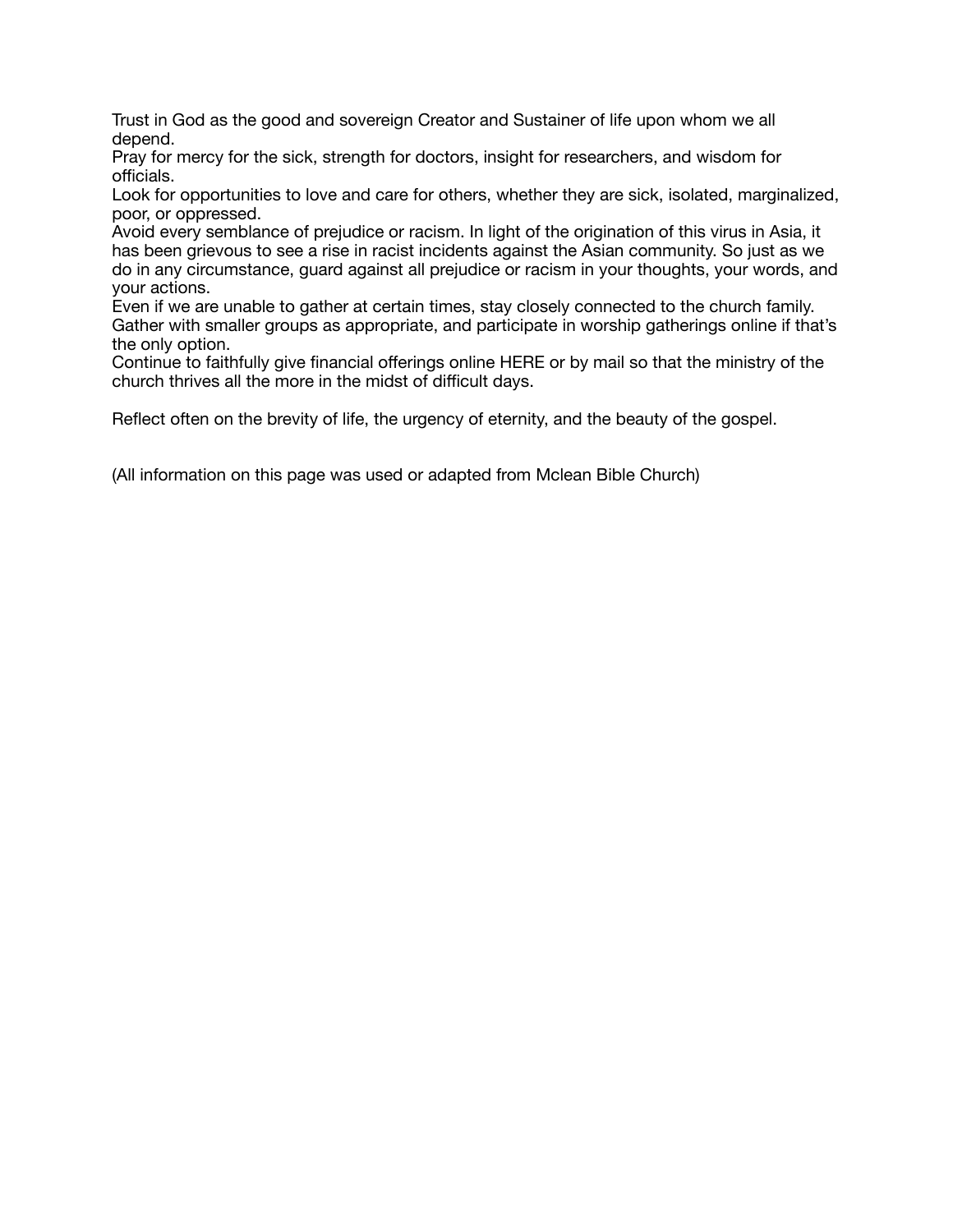Trust in God as the good and sovereign Creator and Sustainer of life upon whom we all depend.
Pray for mercy for the sick, strength for doctors, insight for researchers, and wisdom for officials.
Look for opportunities to love and care for others, whether they are sick, isolated, marginalized, poor, or oppressed.
Avoid every semblance of prejudice or racism. In light of the origination of this virus in Asia, it has been grievous to see a rise in racist incidents against the Asian community. So just as we do in any circumstance, guard against all prejudice or racism in your thoughts, your words, and your actions.
Even if we are unable to gather at certain times, stay closely connected to the church family. Gather with smaller groups as appropriate, and participate in worship gatherings online if that's the only option.
Continue to faithfully give financial offerings online HERE or by mail so that the ministry of the church thrives all the more in the midst of difficult days.

Reflect often on the brevity of life, the urgency of eternity, and the beauty of the gospel.

(All information on this page was used or adapted from Mclean Bible Church)